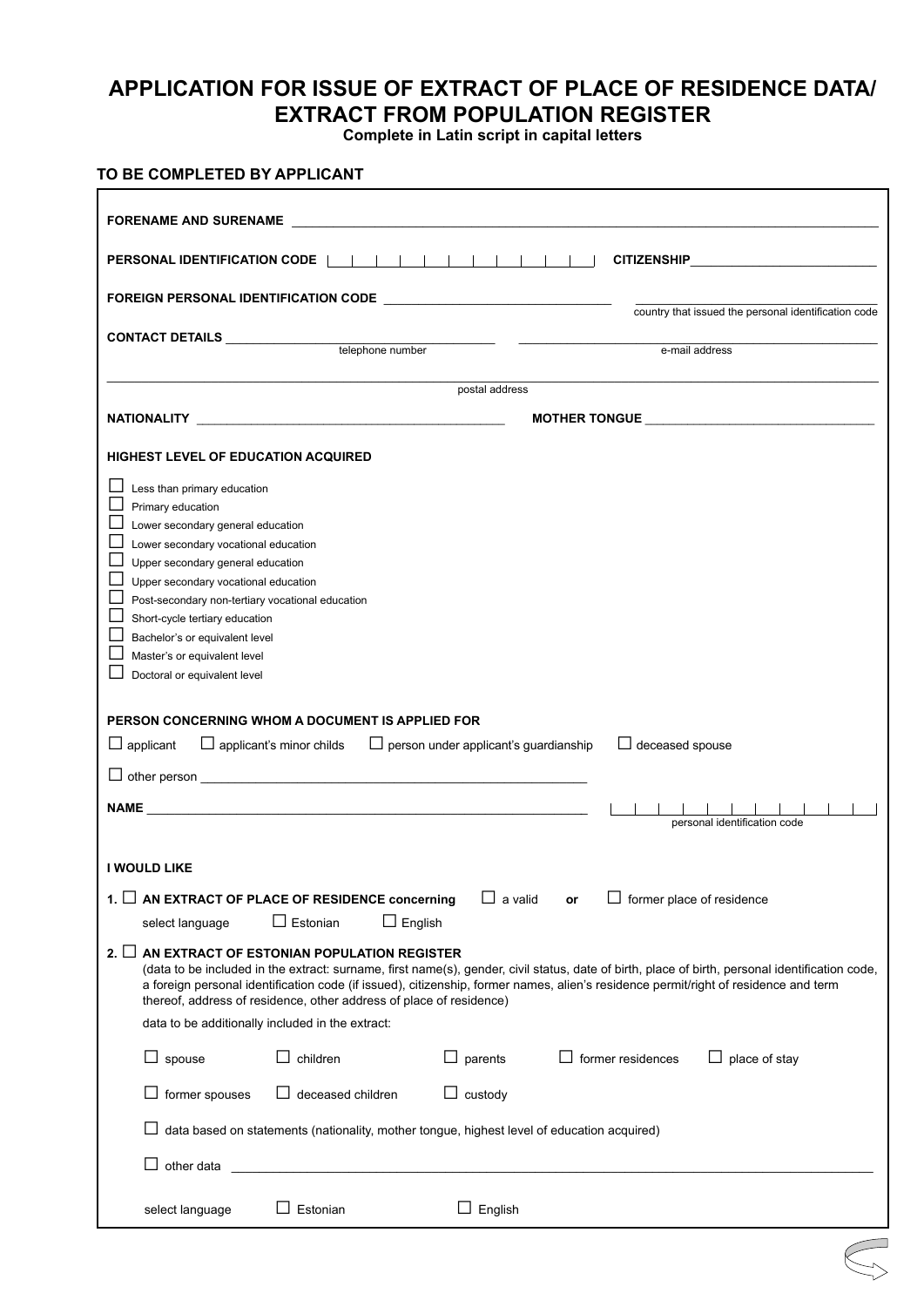# APPLICATION FOR ISSUE OF EXTRACT OF PLACE OF RESIDENCE DATA/ EXTRACT FROM POPULATION REGISTER

**Complete in Latin script in capital letters**

## TO BE COMPLETED BY APPLICANT

**FORENAME AND SURENAME** ____________________________________________

**PERSONAL IDENTIFICATION CODE** | | | | | | | | | | | | **CITIZENSHIP** ____________________

**FOREIGN PERSONAL IDENTIFICATION CODE** ____________________ ____________________
country that issued the personal identification code

**CONTACT DETAILS** ____________________ ____________________
telephone number e-mail address

____________________________________________
postal address

**NATIONALITY** ____________________ **MOTHER TONGUE** ____________________

**HIGHEST LEVEL OF EDUCATION ACQUIRED**

- ☐ Less than primary education
- ☐ Primary education
- ☐ Lower secondary general education
- ☐ Lower secondary vocational education
- ☐ Upper secondary general education
- ☐ Upper secondary vocational education
- ☐ Post-secondary non-tertiary vocational education
- ☐ Short-cycle tertiary education
- ☐ Bachelor's or equivalent level
- ☐ Master's or equivalent level
- ☐ Doctoral or equivalent level

**PERSON CONCERNING WHOM A DOCUMENT IS APPLIED FOR**

☐ applicant ☐ applicant's minor childs ☐ person under applicant's guardianship ☐ deceased spouse

☐ other person ____________________________________________

**NAME** ____________________________________________ | | | | | | | | | | | |
personal identification code

**I WOULD LIKE**

1. ☐ **AN EXTRACT OF PLACE OF RESIDENCE concerning** ☐ a valid **or** ☐ former place of residence

   select language ☐ Estonian ☐ English

2. ☐ **AN EXTRACT OF ESTONIAN POPULATION REGISTER**
   (data to be included in the extract: surname, first name(s), gender, civil status, date of birth, place of birth, personal identification code, a foreign personal identification code (if issued), citizenship, former names, alien's residence permit/right of residence and term thereof, address of residence, other address of place of residence)

   data to be additionally included in the extract:

   ☐ spouse ☐ children ☐ parents ☐ former residences ☐ place of stay

   ☐ former spouses ☐ deceased children ☐ custody

   ☐ data based on statements (nationality, mother tongue, highest level of education acquired)

   ☐ other data ____________________________________________

   select language ☐ Estonian ☐ English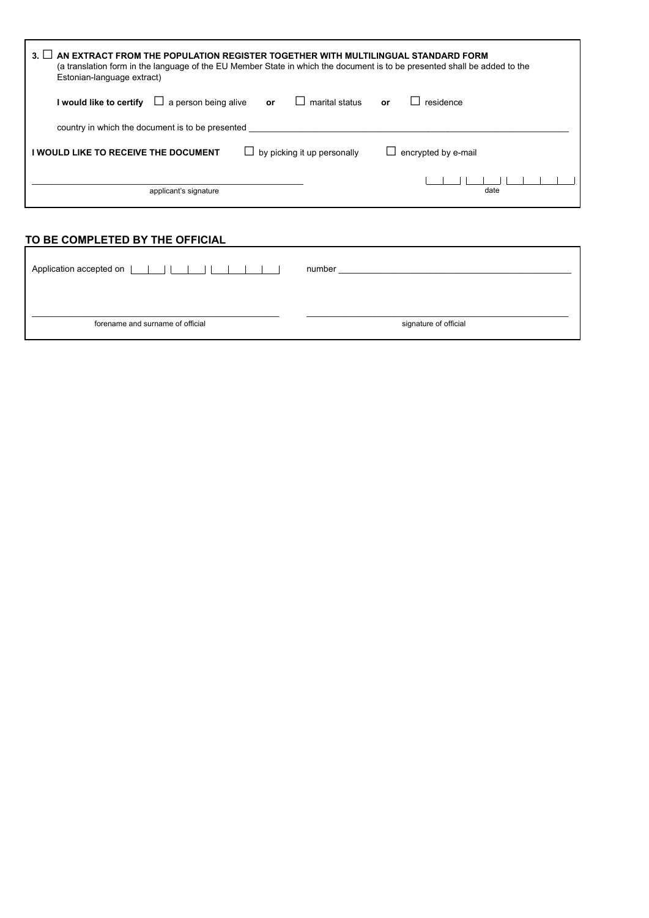3. ☐ **AN EXTRACT FROM THE POPULATION REGISTER TOGETHER WITH MULTILINGUAL STANDARD FORM**
(a translation form in the language of the EU Member State in which the document is to be presented shall be added to the Estonian-language extract)

**I would like to certify** ☐ a person being alive **or** ☐ marital status **or** ☐ residence

country in which the document is to be presented \_\_\_\_\_\_\_\_\_\_\_\_\_\_\_\_\_\_\_\_\_\_\_\_\_\_\_\_\_\_\_\_

**I WOULD LIKE TO RECEIVE THE DOCUMENT** ☐ by picking it up personally ☐ encrypted by e-mail

\_\_\_\_\_\_\_\_\_\_\_\_\_\_\_\_\_\_\_\_\_\_\_\_\_\_\_\_\_\_ &nbsp;&nbsp;&nbsp;&nbsp; |\_\_|\_\_| |\_\_|\_\_| |\_\_|\_\_|\_\_|\_\_|
applicant's signature &nbsp;&nbsp;&nbsp;&nbsp; date

## TO BE COMPLETED BY THE OFFICIAL

Application accepted on |\_\_|\_\_| |\_\_|\_\_| |\_\_|\_\_|\_\_|\_\_| &nbsp;&nbsp;&nbsp;&nbsp; number \_\_\_\_\_\_\_\_\_\_\_\_\_\_\_\_\_\_\_\_\_\_\_\_\_\_\_\_\_\_

\_\_\_\_\_\_\_\_\_\_\_\_\_\_\_\_\_\_\_\_\_\_\_\_\_\_\_\_\_\_ &nbsp;&nbsp;&nbsp;&nbsp; \_\_\_\_\_\_\_\_\_\_\_\_\_\_\_\_\_\_\_\_\_\_\_\_\_\_\_\_\_\_
forename and surname of official &nbsp;&nbsp;&nbsp;&nbsp; signature of official